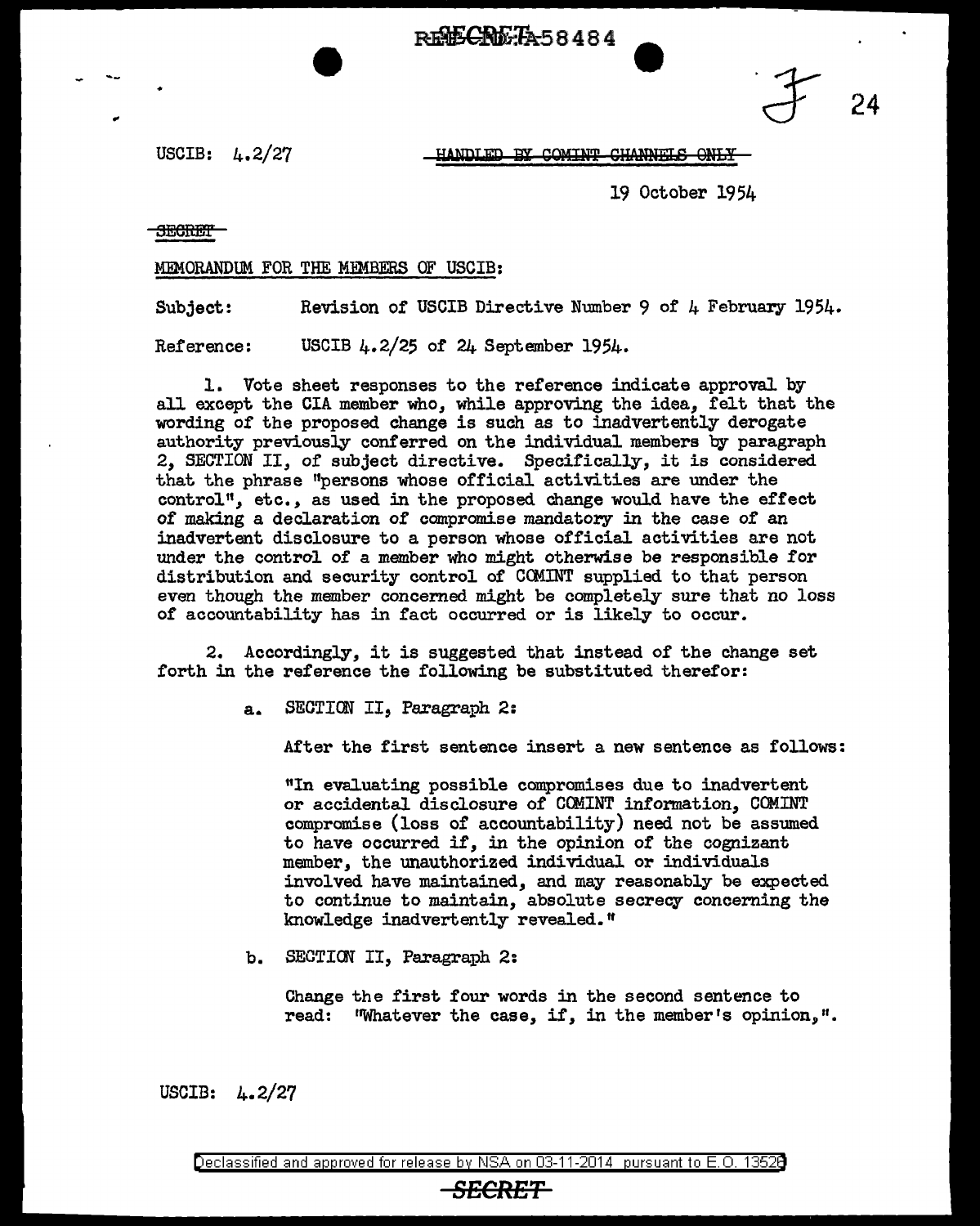USCIB: 4.2/27

~~HANDLED BY COMINT CHANNELS ONLY~~

19 October 1954

~~SECRET~~

MEMORANDUM FOR THE MEMBERS OF USCIB:

Subject: Revision of USCIB Directive Number 9 of 4 February 1954.

Reference: USCIB 4.2/25 of 24 September 1954.

1. Vote sheet responses to the reference indicate approval by all except the CIA member who, while approving the idea, felt that the wording of the proposed change is such as to inadvertently derogate authority previously conferred on the individual members by paragraph 2, SECTION II, of subject directive. Specifically, it is considered that the phrase "persons whose official activities are under the control", etc., as used in the proposed change would have the effect of making a declaration of compromise mandatory in the case of an inadvertent disclosure to a person whose official activities are not under the control of a member who might otherwise be responsible for distribution and security control of COMINT supplied to that person even though the member concerned might be completely sure that no loss of accountability has in fact occurred or is likely to occur.

2. Accordingly, it is suggested that instead of the change set forth in the reference the following be substituted therefor:

a. SECTION II, Paragraph 2:

After the first sentence insert a new sentence as follows:

"In evaluating possible compromises due to inadvertent or accidental disclosure of COMINT information, COMINT compromise (loss of accountability) need not be assumed to have occurred if, in the opinion of the cognizant member, the unauthorized individual or individuals involved have maintained, and may reasonably be expected to continue to maintain, absolute secrecy concerning the knowledge inadvertently revealed."

b. SECTION II, Paragraph 2:

Change the first four words in the second sentence to read: "Whatever the case, if, in the member's opinion,".

USCIB: 4.2/27

Declassified and approved for release by NSA on 03-11-2014 pursuant to E.O. 13526

~~SECRET~~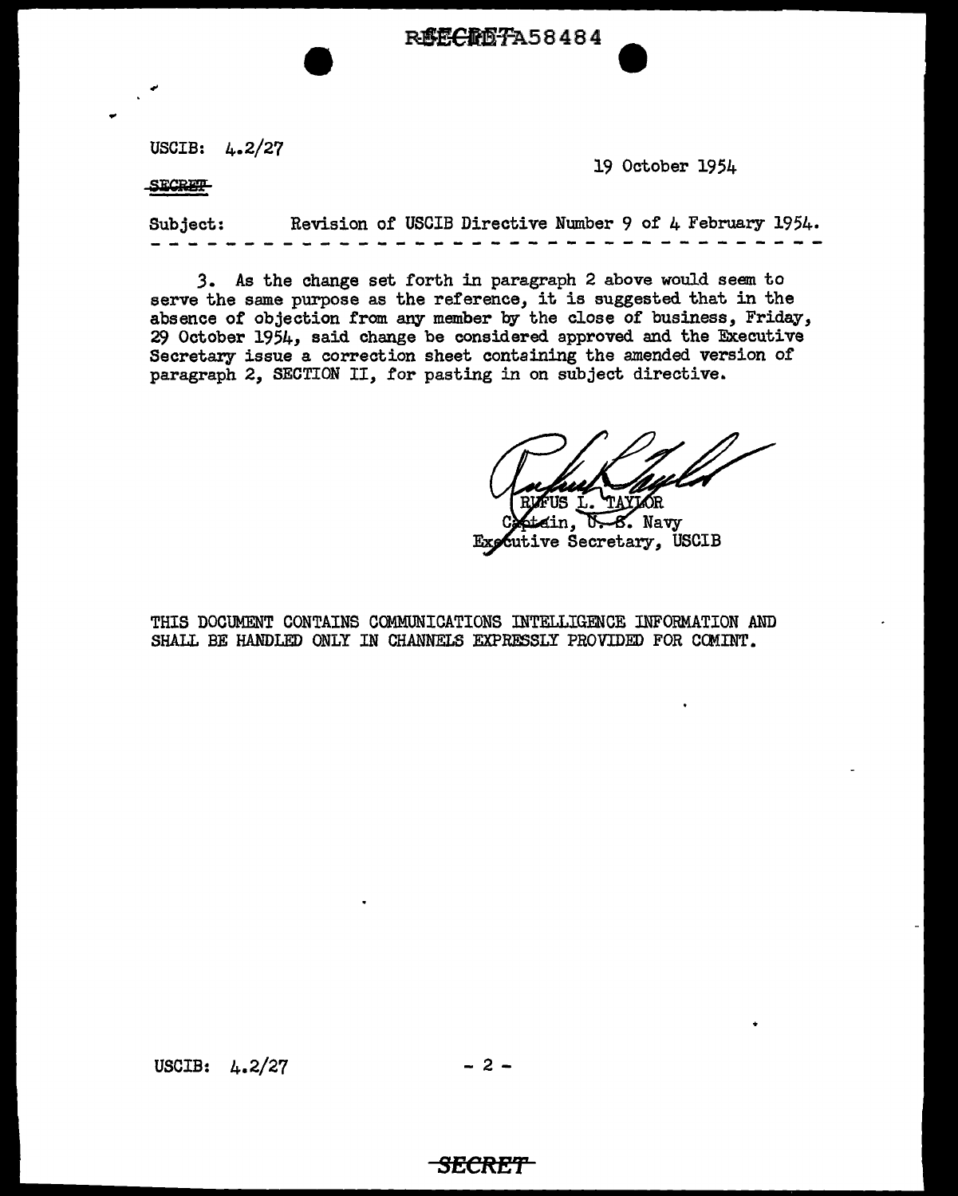USCIB: 4.2/27

19 October 1954

SECRET

Subject: Revision of USCIB Directive Number 9 of 4 February 1954.

3. As the change set forth in paragraph 2 above would seem to serve the same purpose as the reference, it is suggested that in the absence of objection from any member by the close of business, Friday, 29 October 1954, said change be considered approved and the Executive Secretary issue a correction sheet containing the amended version of paragraph 2, SECTION II, for pasting in on subject directive.

RUFUS L. TAYLOR
Captain, U. S. Navy
Executive Secretary, USCIB

THIS DOCUMENT CONTAINS COMMUNICATIONS INTELLIGENCE INFORMATION AND SHALL BE HANDLED ONLY IN CHANNELS EXPRESSLY PROVIDED FOR COMINT.

USCIB: 4.2/27

SECRET